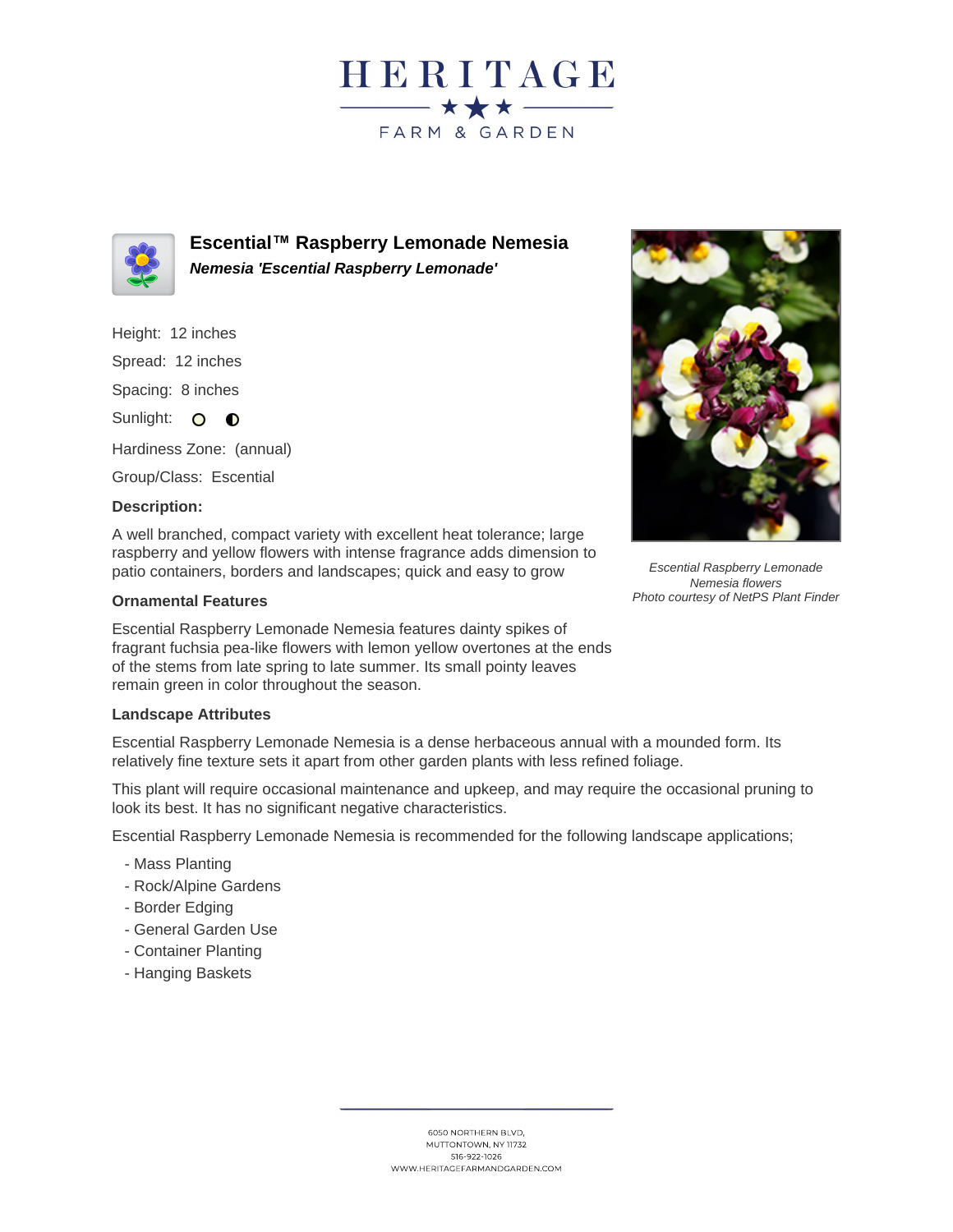# Escential™ Raspberry Lemonade Nemesia

***Nemesia 'Escential Raspberry Lemonade'***

Height: 12 inches

Spread: 12 inches

Spacing: 8 inches

Sunlight:

Hardiness Zone: (annual)

Group/Class: Escential

**Description:**

A well branched, compact variety with excellent heat tolerance; large raspberry and yellow flowers with intense fragrance adds dimension to patio containers, borders and landscapes; quick and easy to grow

*Escential Raspberry Lemonade Nemesia flowers*
*Photo courtesy of NetPS Plant Finder*

### Ornamental Features

Escential Raspberry Lemonade Nemesia features dainty spikes of fragrant fuchsia pea-like flowers with lemon yellow overtones at the ends of the stems from late spring to late summer. Its small pointy leaves remain green in color throughout the season.

### Landscape Attributes

Escential Raspberry Lemonade Nemesia is a dense herbaceous annual with a mounded form. Its relatively fine texture sets it apart from other garden plants with less refined foliage.

This plant will require occasional maintenance and upkeep, and may require the occasional pruning to look its best. It has no significant negative characteristics.

Escential Raspberry Lemonade Nemesia is recommended for the following landscape applications;

- Mass Planting
- Rock/Alpine Gardens
- Border Edging
- General Garden Use
- Container Planting
- Hanging Baskets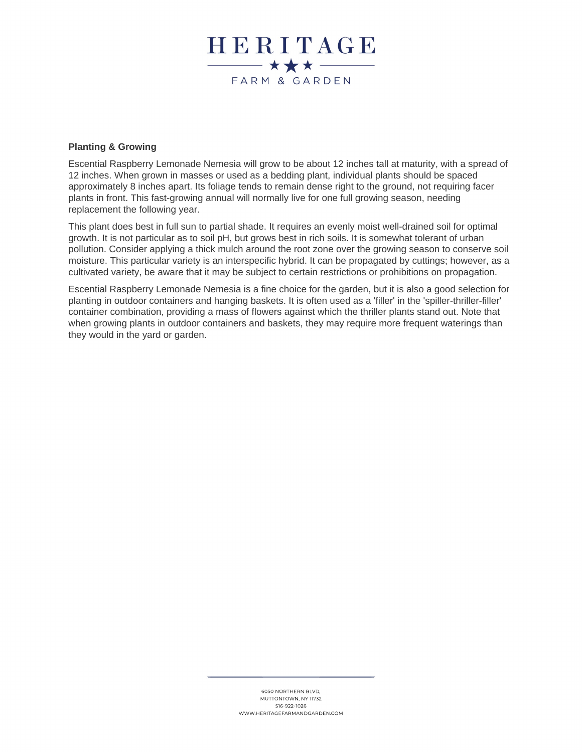**Planting & Growing**

Escential Raspberry Lemonade Nemesia will grow to be about 12 inches tall at maturity, with a spread of 12 inches. When grown in masses or used as a bedding plant, individual plants should be spaced approximately 8 inches apart. Its foliage tends to remain dense right to the ground, not requiring facer plants in front. This fast-growing annual will normally live for one full growing season, needing replacement the following year.

This plant does best in full sun to partial shade. It requires an evenly moist well-drained soil for optimal growth. It is not particular as to soil pH, but grows best in rich soils. It is somewhat tolerant of urban pollution. Consider applying a thick mulch around the root zone over the growing season to conserve soil moisture. This particular variety is an interspecific hybrid. It can be propagated by cuttings; however, as a cultivated variety, be aware that it may be subject to certain restrictions or prohibitions on propagation.

Escential Raspberry Lemonade Nemesia is a fine choice for the garden, but it is also a good selection for planting in outdoor containers and hanging baskets. It is often used as a 'filler' in the 'spiller-thriller-filler' container combination, providing a mass of flowers against which the thriller plants stand out. Note that when growing plants in outdoor containers and baskets, they may require more frequent waterings than they would in the yard or garden.